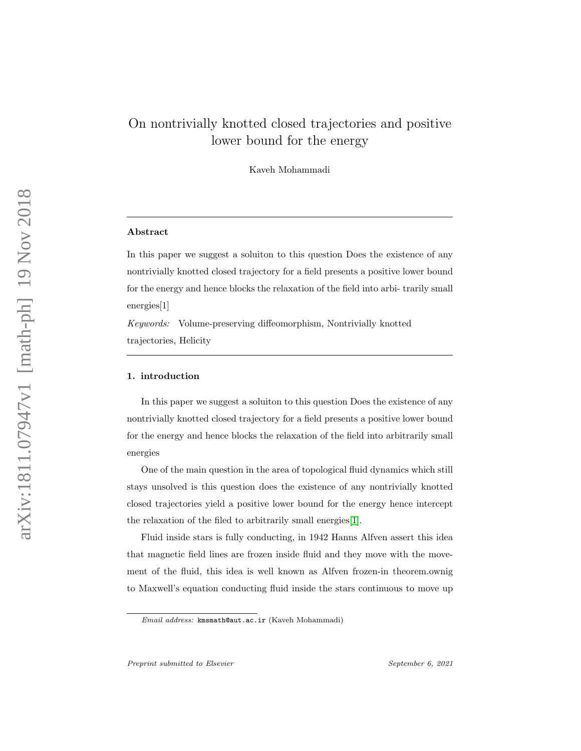# On nontrivially knotted closed trajectories and positive lower bound for the energy

Kaveh Mohammadi

---

**Abstract**

In this paper we suggest a soluiton to this question Does the existence of any nontrivially knotted closed trajectory for a field presents a positive lower bound for the energy and hence blocks the relaxation of the field into arbi- trarily small energies[1]

*Keywords:* Volume-preserving diffeomorphism, Nontrivially knotted trajectories, Helicity

---

## 1. introduction

In this paper we suggest a soluiton to this question Does the existence of any nontrivially knotted closed trajectory for a field presents a positive lower bound for the energy and hence blocks the relaxation of the field into arbitrarily small energies

One of the main question in the area of topological fluid dynamics which still stays unsolved is this question does the existence of any nontrivially knotted closed trajectories yield a positive lower bound for the energy hence intercept the relaxation of the filed to arbitrarily small energies[1].

Fluid inside stars is fully conducting, in 1942 Hanns Alfven assert this idea that magnetic field lines are frozen inside fluid and they move with the movement of the fluid, this idea is well known as Alfven frozen-in theorem.ownig to Maxwell's equation conducting fluid inside the stars continuous to move up

*Email address:* kmsmath@aut.ac.ir (Kaveh Mohammadi)

*Preprint submitted to Elsevier* *September 6, 2021*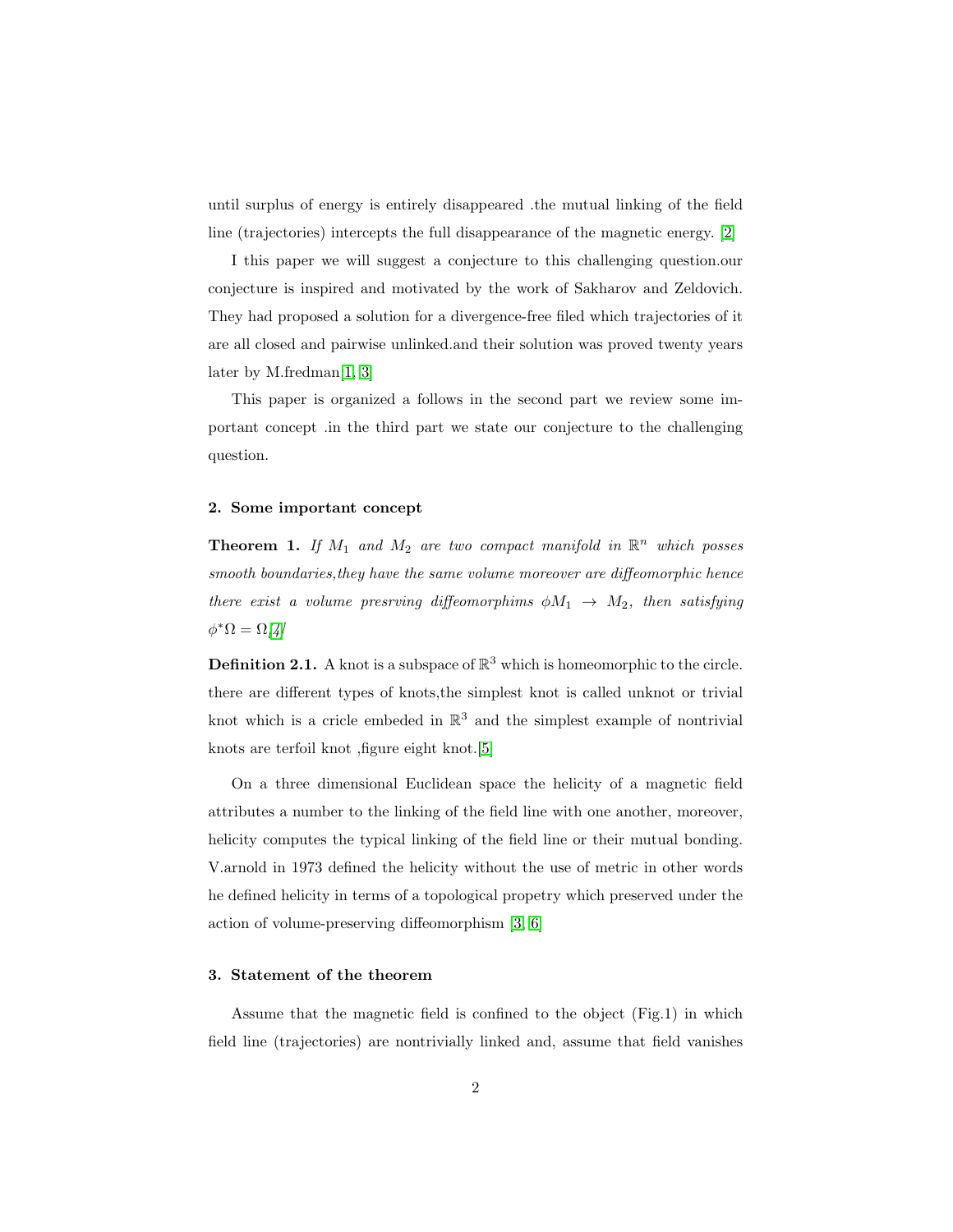until surplus of energy is entirely disappeared .the mutual linking of the field line (trajectories) intercepts the full disappearance of the magnetic energy. [2]

I this paper we will suggest a conjecture to this challenging question.our conjecture is inspired and motivated by the work of Sakharov and Zeldovich. They had proposed a solution for a divergence-free filed which trajectories of it are all closed and pairwise unlinked.and their solution was proved twenty years later by M.fredman[1, 3]

This paper is organized a follows in the second part we review some important concept .in the third part we state our conjecture to the challenging question.

## 2. Some important concept

**Theorem 1.** *If $M_1$ and $M_2$ are two compact manifold in $\mathbb{R}^n$ which posses smooth boundaries,they have the same volume moreover are diffeomorphic hence there exist a volume presrving diffeomorphims $\phi M_1 \rightarrow M_2$, then satisfying $\phi^*\Omega = \Omega$[4]*

**Definition 2.1.** A knot is a subspace of $\mathbb{R}^3$ which is homeomorphic to the circle. there are different types of knots,the simplest knot is called unknot or trivial knot which is a cricle embeded in $\mathbb{R}^3$ and the simplest example of nontrivial knots are terfoil knot ,figure eight knot.[5]

On a three dimensional Euclidean space the helicity of a magnetic field attributes a number to the linking of the field line with one another, moreover, helicity computes the typical linking of the field line or their mutual bonding. V.arnold in 1973 defined the helicity without the use of metric in other words he defined helicity in terms of a topological propetry which preserved under the action of volume-preserving diffeomorphism [3, 6]

## 3. Statement of the theorem

Assume that the magnetic field is confined to the object (Fig.1) in which field line (trajectories) are nontrivially linked and, assume that field vanishes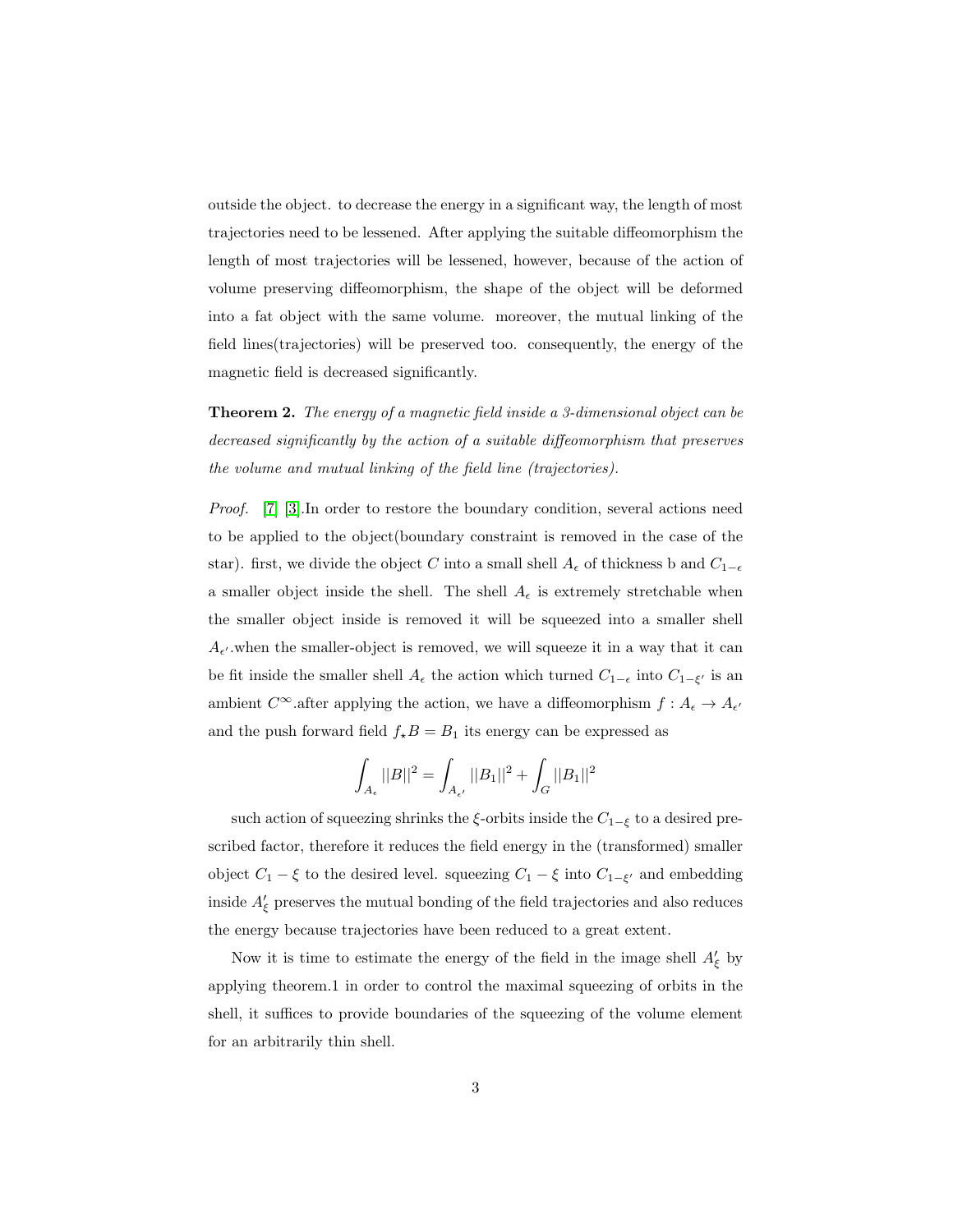outside the object. to decrease the energy in a significant way, the length of most trajectories need to be lessened. After applying the suitable diffeomorphism the length of most trajectories will be lessened, however, because of the action of volume preserving diffeomorphism, the shape of the object will be deformed into a fat object with the same volume. moreover, the mutual linking of the field lines(trajectories) will be preserved too. consequently, the energy of the magnetic field is decreased significantly.

**Theorem 2.** *The energy of a magnetic field inside a 3-dimensional object can be decreased significantly by the action of a suitable diffeomorphism that preserves the volume and mutual linking of the field line (trajectories).*

*Proof.* [7] [3].In order to restore the boundary condition, several actions need to be applied to the object(boundary constraint is removed in the case of the star). first, we divide the object $C$ into a small shell $A_\epsilon$ of thickness b and $C_{1-\epsilon}$ a smaller object inside the shell. The shell $A_\epsilon$ is extremely stretchable when the smaller object inside is removed it will be squeezed into a smaller shell $A_{\epsilon'}$.when the smaller-object is removed, we will squeeze it in a way that it can be fit inside the smaller shell $A_\epsilon$ the action which turned $C_{1-\epsilon}$ into $C_{1-\xi'}$ is an ambient $C^\infty$.after applying the action, we have a diffeomorphism $f : A_\epsilon \to A_{\epsilon'}$ and the push forward field $f_\star B = B_1$ its energy can be expressed as

$$\int_{A_\epsilon} ||B||^2 = \int_{A_{\epsilon'}} ||B_1||^2 + \int_G ||B_1||^2$$

such action of squeezing shrinks the $\xi$-orbits inside the $C_{1-\xi}$ to a desired prescribed factor, therefore it reduces the field energy in the (transformed) smaller object $C_1 - \xi$ to the desired level. squeezing $C_1 - \xi$ into $C_{1-\xi'}$ and embedding inside $A'_\xi$ preserves the mutual bonding of the field trajectories and also reduces the energy because trajectories have been reduced to a great extent.

Now it is time to estimate the energy of the field in the image shell $A'_\xi$ by applying theorem.1 in order to control the maximal squeezing of orbits in the shell, it suffices to provide boundaries of the squeezing of the volume element for an arbitrarily thin shell.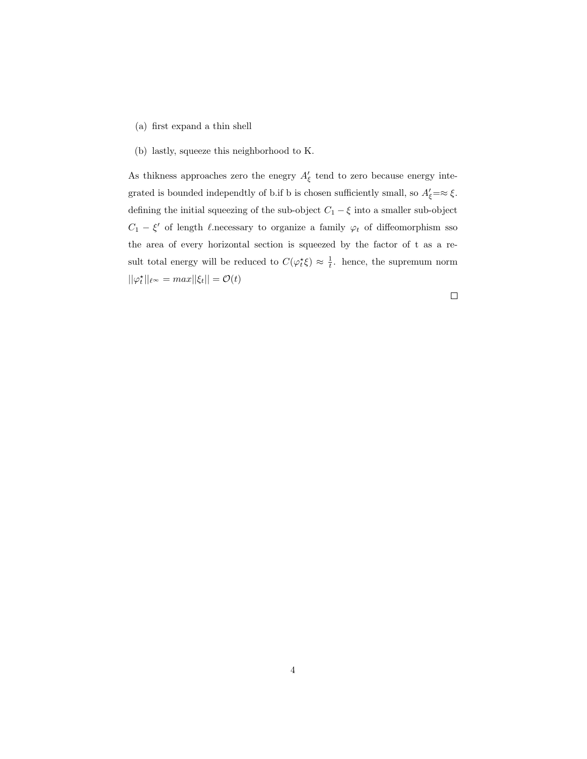(a) first expand a thin shell

(b) lastly, squeeze this neighborhood to K.

As thikness approaches zero the enegry $A'_\xi$ tend to zero because energy integrated is bounded independtly of b.if b is chosen sufficiently small, so $A'_\xi = \approx \xi$. defining the initial squeezing of the sub-object $C_1 - \xi$ into a smaller sub-object $C_1 - \xi'$ of length $\ell$.necessary to organize a family $\varphi_t$ of diffeomorphism sso the area of every horizontal section is squeezed by the factor of t as a result total energy will be reduced to $C(\varphi_t^\star \xi) \approx \frac{1}{t}$. hence, the supremum norm $||\varphi_t^\star||_{\ell^\infty} = max||\xi_t|| = \mathcal{O}(t)$

□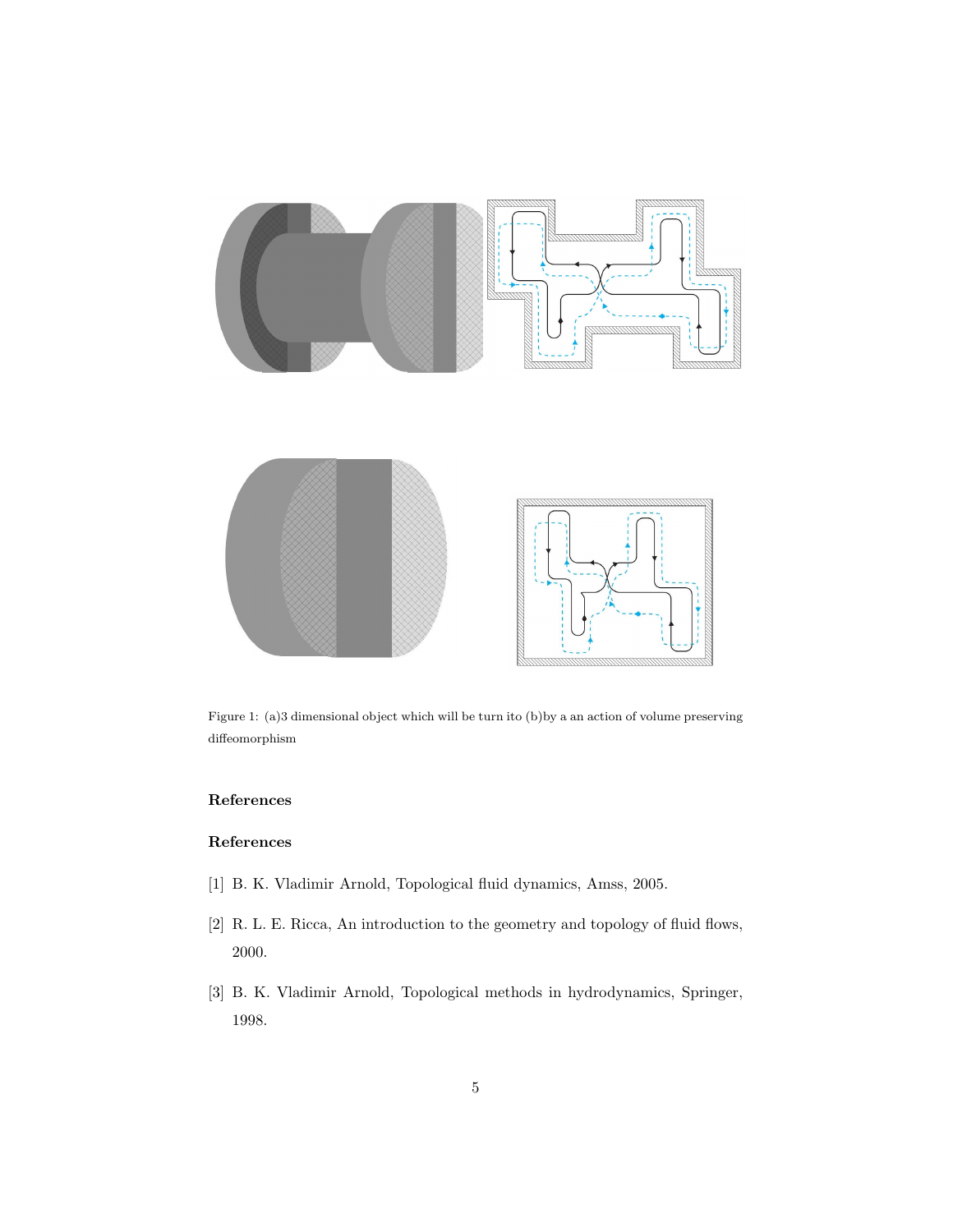Figure 1: (a)3 dimensional object which will be turn ito (b)by a an action of volume preserving diffeomorphism

## References

## References

[1] B. K. Vladimir Arnold, Topological fluid dynamics, Amss, 2005.

[2] R. L. E. Ricca, An introduction to the geometry and topology of fluid flows, 2000.

[3] B. K. Vladimir Arnold, Topological methods in hydrodynamics, Springer, 1998.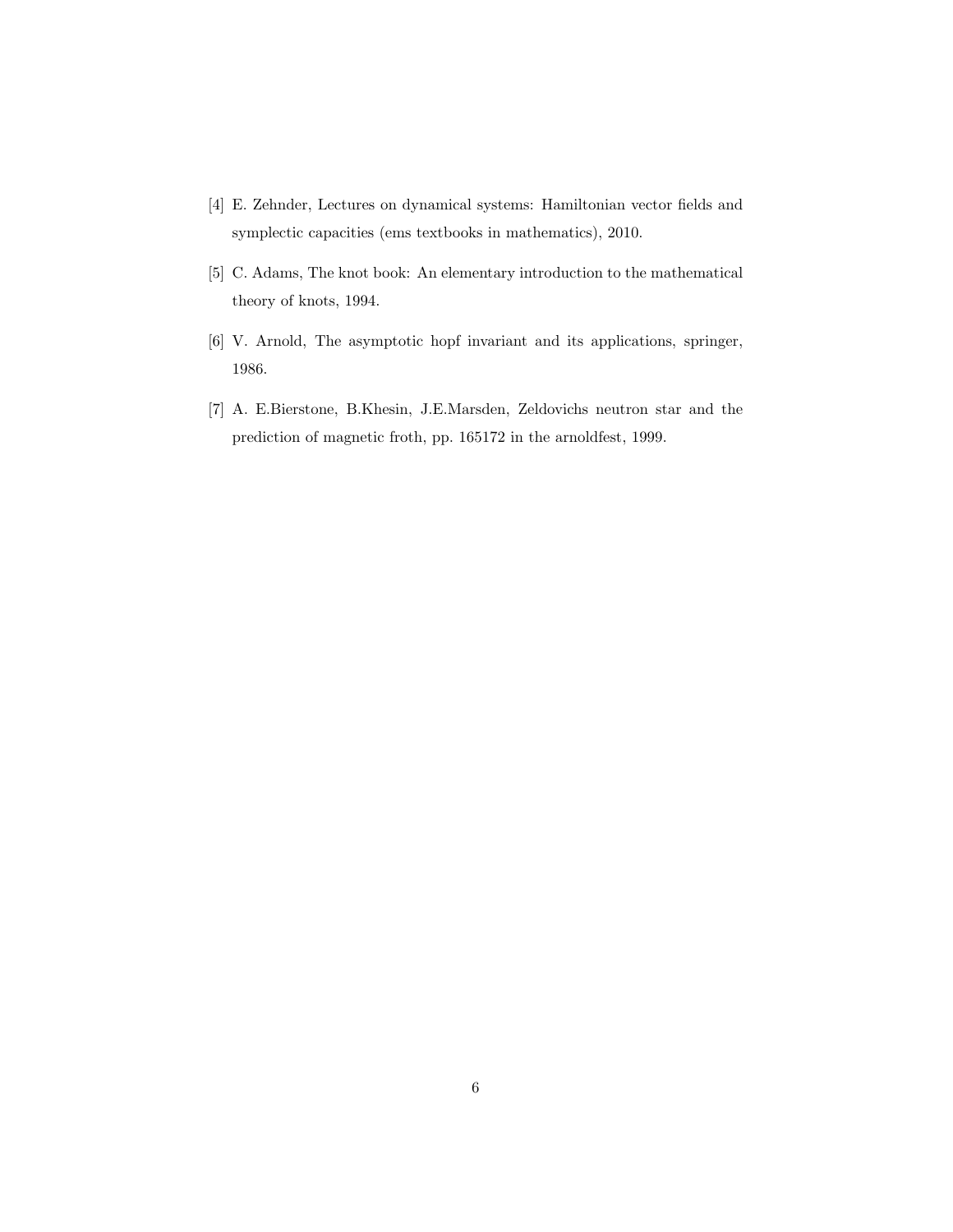[4] E. Zehnder, Lectures on dynamical systems: Hamiltonian vector fields and symplectic capacities (ems textbooks in mathematics), 2010.

[5] C. Adams, The knot book: An elementary introduction to the mathematical theory of knots, 1994.

[6] V. Arnold, The asymptotic hopf invariant and its applications, springer, 1986.

[7] A. E.Bierstone, B.Khesin, J.E.Marsden, Zeldovichs neutron star and the prediction of magnetic froth, pp. 165172 in the arnoldfest, 1999.